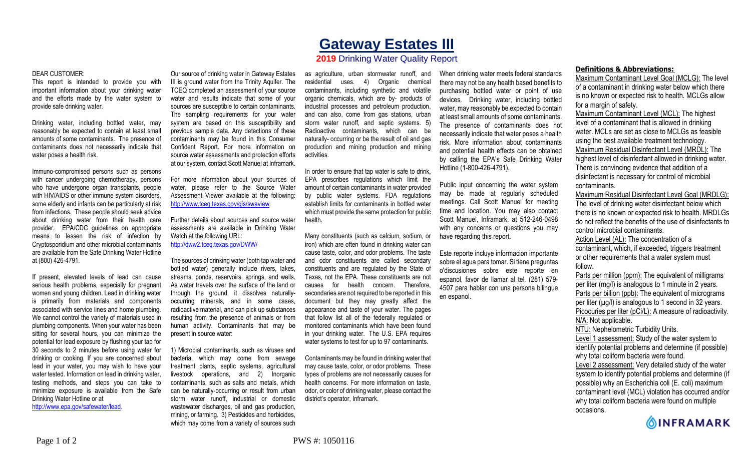# Gateway Estates III

## 2019 Drinking Water Quality Report

DEAR CUSTOMER:

This report is intended to provide you with important information about your drinking water and the efforts made by the water system to provide safe drinking water.

Drinking water, including bottled water, may reasonably be expected to contain at least small amounts of some contaminants. The presence of contaminants does not necessarily indicate that water poses a health risk.

Immuno-compromised persons such as persons with cancer undergoing chemotherapy, persons who have undergone organ transplants, people with HIV/AIDS or other immune system disorders, some elderly and infants can be particularly at risk from infections. These people should seek advice about drinking water from their health care provider. EPA/CDC guidelines on appropriate means to lessen the risk of infection by Cryptosporidium and other microbial contaminants are available from the Safe Drinking Water Hotline at (800) 426-4791.

If present, elevated levels of lead can cause serious health problems, especially for pregnant women and young children. Lead in drinking water is primarily from materials and components associated with service lines and home plumbing. We cannot control the variety of materials used in plumbing components. When your water has been sitting for several hours, you can minimize the potential for lead exposure by flushing your tap for 30 seconds to 2 minutes before using water for drinking or cooking. If you are concerned about lead in your water, you may wish to have your water tested. Information on lead in drinking water, testing methods, and steps you can take to minimize exposure is available from the Safe Drinking Water Hotline or at http://www.epa.gov/safewater/lead.

Our source of drinking water in Gateway Estates III is ground water from the Trinity Aquifer. The TCEQ completed an assessment of your source water and results indicate that some of your sources are susceptible to certain contaminants. The sampling requirements for your water system are based on this susceptibility and previous sample data. Any detections of these contaminants may be found in this Consumer Confident Report. For more information on source water assessments and protection efforts at our system, contact Scott Manuel at Inframark.

For more information about your sources of water, please refer to the Source Water Assessment Viewer available at the following: http://www.tceq.texas.gov/gis/swaview

Further details about sources and source water assessments are available in Drinking Water Watch at the following URL: http://dww2.tceq.texas.gov/DWW/

The sources of drinking water (both tap water and bottled water) generally include rivers, lakes, streams, ponds, reservoirs, springs, and wells. As water travels over the surface of the land or through the ground, it dissolves naturally-occurring minerals, and in some cases, radioactive material, and can pick up substances resulting from the presence of animals or from human activity. Contaminants that may be present in source water:

1) Microbial contaminants, such as viruses and bacteria, which may come from sewage treatment plants, septic systems, agricultural livestock operations, and 2) Inorganic contaminants, such as salts and metals, which can be naturally-occurring or result from urban storm water runoff, industrial or domestic wastewater discharges, oil and gas production, mining, or farming. 3) Pesticides and herbicides, which may come from a variety of sources such as agriculture, urban stormwater runoff, and residential uses. 4) Organic chemical contaminants, including synthetic and volatile organic chemicals, which are by- products of industrial processes and petroleum production, and can also, come from gas stations, urban storm water runoff, and septic systems. 5) Radioactive contaminants, which can be naturally- occurring or be the result of oil and gas production and mining production and mining activities.

In order to ensure that tap water is safe to drink, EPA prescribes regulations which limit the amount of certain contaminants in water provided by public water systems. FDA regulations establish limits for contaminants in bottled water which must provide the same protection for public health.

Many constituents (such as calcium, sodium, or iron) which are often found in drinking water can cause taste, color, and odor problems. The taste and odor constituents are called secondary constituents and are regulated by the State of Texas, not the EPA. These constituents are not causes for health concern. Therefore, secondaries are not required to be reported in this document but they may greatly affect the appearance and taste of your water. The pages that follow list all of the federally regulated or monitored contaminants which have been found in your drinking water. The U.S. EPA requires water systems to test for up to 97 contaminants.

Contaminants may be found in drinking water that may cause taste, color, or odor problems. These types of problems are not necessarily causes for health concerns. For more information on taste, odor, or color of drinking water, please contact the district's operator, Inframark.

When drinking water meets federal standards there may not be any health based benefits to purchasing bottled water or point of use devices. Drinking water, including bottled water, may reasonably be expected to contain at least small amounts of some contaminants. The presence of contaminants does not necessarily indicate that water poses a health risk. More information about contaminants and potential health effects can be obtained by calling the EPA's Safe Drinking Water Hotline (1-800-426-4791).

Public input concerning the water system may be made at regularly scheduled meetings. Call Scott Manuel for meeting time and location. You may also contact Scott Manuel, Inframark, at 512-246-0498 with any concerns or questions you may have regarding this report.

Este reporte incluye informacion importante sobre el agua para tomar. Si tiene preguntas o'discusiones sobre este reporte en espanol, favor de llamar al tel. (281) 579-4507 para hablar con una persona bilingue en espanol.

**Definitions & Abbreviations:**

Maximum Contaminant Level Goal (MCLG): The level of a contaminant in drinking water below which there is no known or expected risk to health. MCLGs allow for a margin of safety.

Maximum Contaminant Level (MCL): The highest level of a contaminant that is allowed in drinking water. MCLs are set as close to MCLGs as feasible using the best available treatment technology.

Maximum Residual Disinfectant Level (MRDL): The highest level of disinfectant allowed in drinking water. There is convincing evidence that addition of a disinfectant is necessary for control of microbial contaminants.

Maximum Residual Disinfectant Level Goal (MRDLG): The level of drinking water disinfectant below which there is no known or expected risk to health. MRDLGs do not reflect the benefits of the use of disinfectants to control microbial contaminants.

Action Level (AL): The concentration of a contaminant, which, if exceeded, triggers treatment or other requirements that a water system must follow.

Parts per million (ppm): The equivalent of milligrams per liter (mg/l) is analogous to 1 minute in 2 years.

Parts per billion (ppb): The equivalent of micrograms per liter (µg/l) is analogous to 1 second in 32 years.

Picocuries per liter (pCi/L): A measure of radioactivity.

N/A: Not applicable.

NTU: Nephelometric Turbidity Units.

Level 1 assessment: Study of the water system to identify potential problems and determine (if possible) why total coliform bacteria were found.

Level 2 assessment: Very detailed study of the water system to identify potential problems and determine (if possible) why an Escherichia coli (E. coli) maximum contaminant level (MCL) violation has occurred and/or why total coliform bacteria were found on multiple occasions.

INFRAMARK

PWS #: 1050116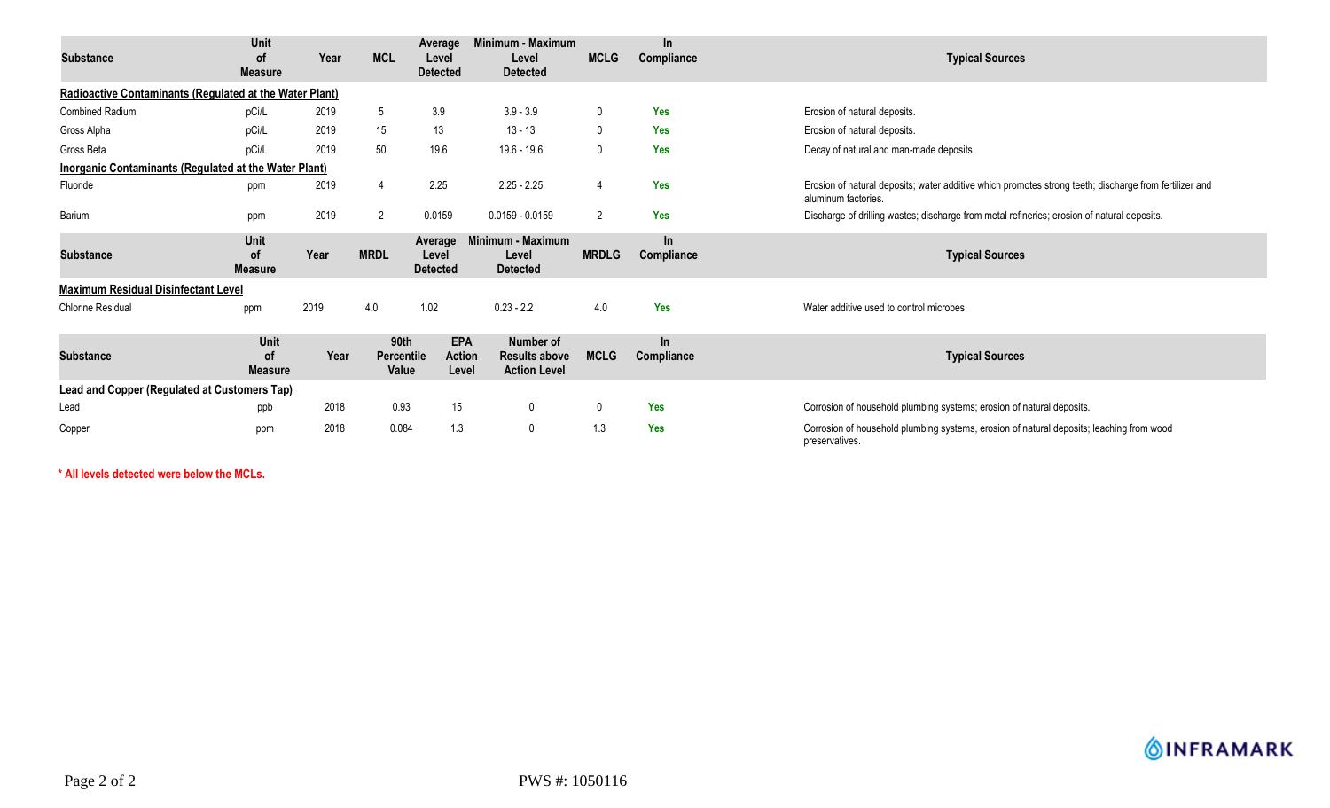| Substance | Unit of Measure | Year | MCL | Average Level Detected | Minimum - Maximum Level Detected | MCLG | In Compliance | Typical Sources |
|---|---|---|---|---|---|---|---|---|
| **Radioactive Contaminants (Regulated at the Water Plant)** | | | | | | | | |
| Combined Radium | pCi/L | 2019 | 5 | 3.9 | 3.9 - 3.9 | 0 | Yes | Erosion of natural deposits. |
| Gross Alpha | pCi/L | 2019 | 15 | 13 | 13 - 13 | 0 | Yes | Erosion of natural deposits. |
| Gross Beta | pCi/L | 2019 | 50 | 19.6 | 19.6 - 19.6 | 0 | Yes | Decay of natural and man-made deposits. |
| **Inorganic Contaminants (Regulated at the Water Plant)** | | | | | | | | |
| Fluoride | ppm | 2019 | 4 | 2.25 | 2.25 - 2.25 | 4 | Yes | Erosion of natural deposits; water additive which promotes strong teeth; discharge from fertilizer and aluminum factories. |
| Barium | ppm | 2019 | 2 | 0.0159 | 0.0159 - 0.0159 | 2 | Yes | Discharge of drilling wastes; discharge from metal refineries; erosion of natural deposits. |

| Substance | Unit of Measure | Year | MRDL | Average Level Detected | Minimum - Maximum Level Detected | MRDLG | In Compliance | Typical Sources |
|---|---|---|---|---|---|---|---|---|
| **Maximum Residual Disinfectant Level** | | | | | | | | |
| Chlorine Residual | ppm | 2019 | 4.0 | 1.02 | 0.23 - 2.2 | 4.0 | Yes | Water additive used to control microbes. |

| Substance | Unit of Measure | Year | 90th Percentile Value | EPA Action Level | Number of Results above Action Level | MCLG | In Compliance | Typical Sources |
|---|---|---|---|---|---|---|---|---|
| **Lead and Copper (Regulated at Customers Tap)** | | | | | | | | |
| Lead | ppb | 2018 | 0.93 | 15 | 0 | 0 | Yes | Corrosion of household plumbing systems; erosion of natural deposits. |
| Copper | ppm | 2018 | 0.084 | 1.3 | 0 | 1.3 | Yes | Corrosion of household plumbing systems, erosion of natural deposits; leaching from wood preservatives. |

**\* All levels detected were below the MCLs.**

INFRAMARK

PWS #: 1050116